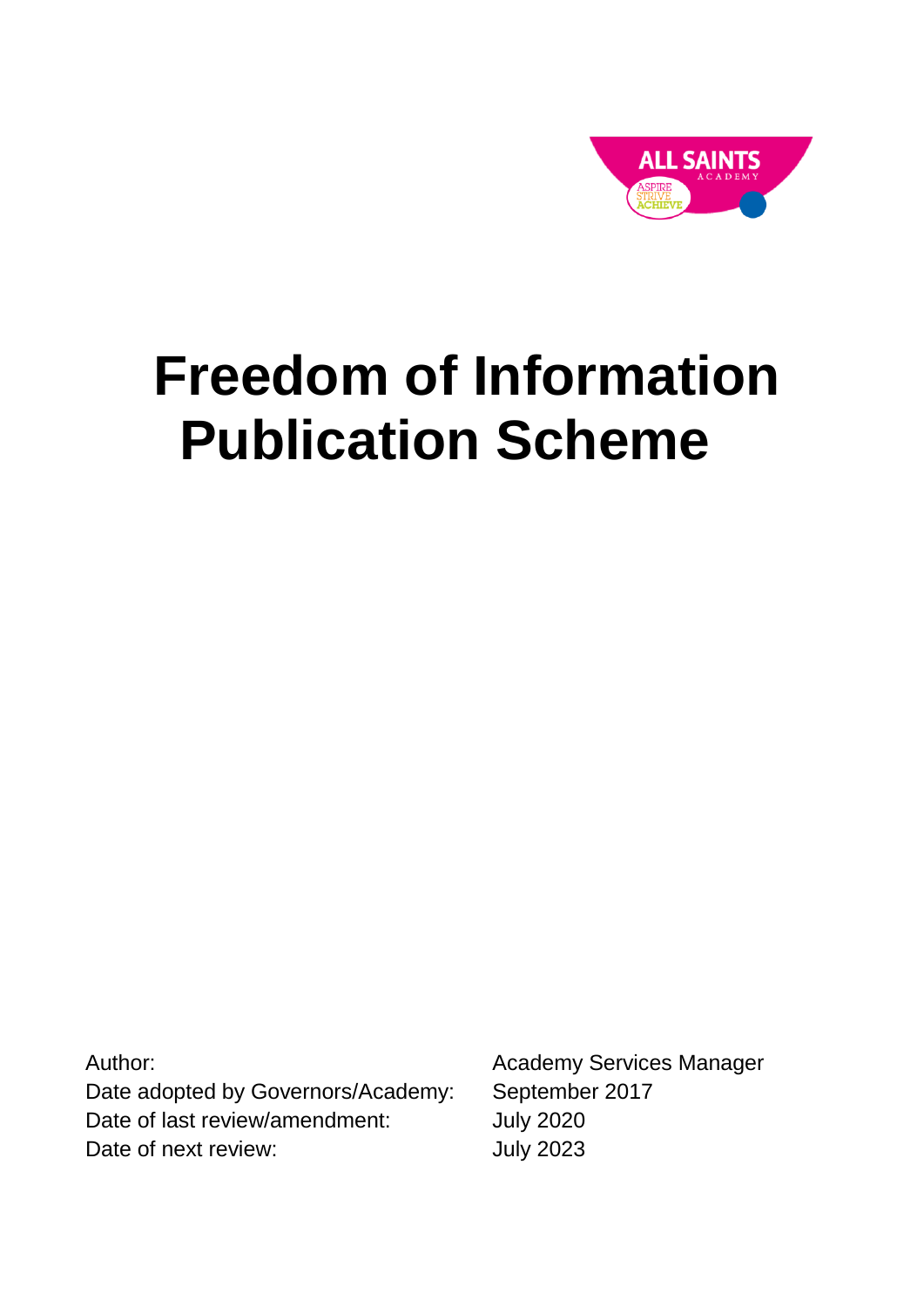ALL SAINTS ACADEMY

ASPIRE STRIVE ACHIEVE

# Freedom of Information Publication Scheme

| | |
|---|---|
| Author: | Academy Services Manager |
| Date adopted by Governors/Academy: | September 2017 |
| Date of last review/amendment: | July 2020 |
| Date of next review: | July 2023 |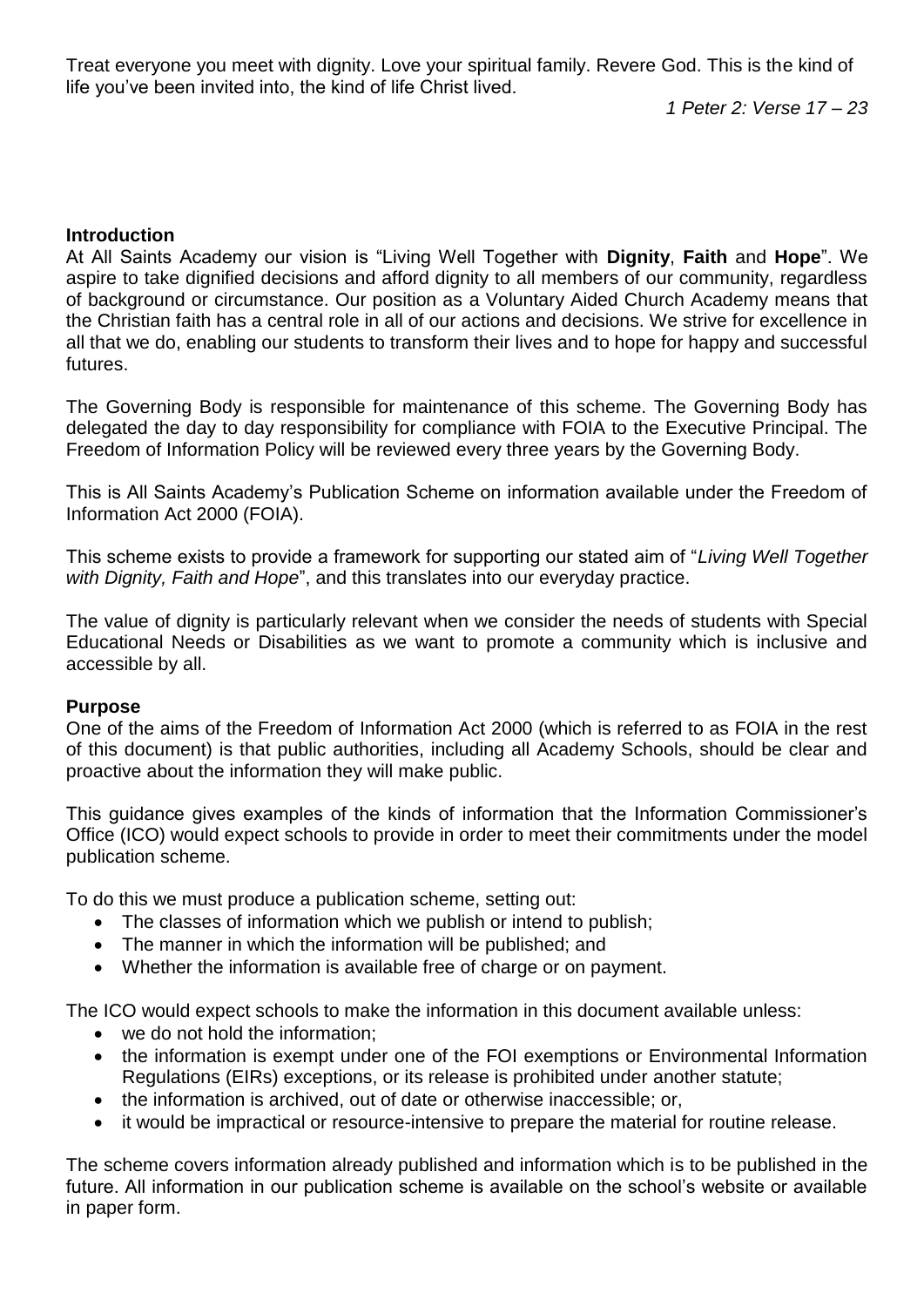Treat everyone you meet with dignity. Love your spiritual family. Revere God. This is the kind of life you've been invited into, the kind of life Christ lived.

*1 Peter 2: Verse 17 – 23*

**Introduction**

At All Saints Academy our vision is "Living Well Together with **Dignity**, **Faith** and **Hope**". We aspire to take dignified decisions and afford dignity to all members of our community, regardless of background or circumstance. Our position as a Voluntary Aided Church Academy means that the Christian faith has a central role in all of our actions and decisions. We strive for excellence in all that we do, enabling our students to transform their lives and to hope for happy and successful futures.

The Governing Body is responsible for maintenance of this scheme. The Governing Body has delegated the day to day responsibility for compliance with FOIA to the Executive Principal. The Freedom of Information Policy will be reviewed every three years by the Governing Body.

This is All Saints Academy's Publication Scheme on information available under the Freedom of Information Act 2000 (FOIA).

This scheme exists to provide a framework for supporting our stated aim of "*Living Well Together with Dignity, Faith and Hope*", and this translates into our everyday practice.

The value of dignity is particularly relevant when we consider the needs of students with Special Educational Needs or Disabilities as we want to promote a community which is inclusive and accessible by all.

**Purpose**

One of the aims of the Freedom of Information Act 2000 (which is referred to as FOIA in the rest of this document) is that public authorities, including all Academy Schools, should be clear and proactive about the information they will make public.

This guidance gives examples of the kinds of information that the Information Commissioner's Office (ICO) would expect schools to provide in order to meet their commitments under the model publication scheme.

To do this we must produce a publication scheme, setting out:

- The classes of information which we publish or intend to publish;
- The manner in which the information will be published; and
- Whether the information is available free of charge or on payment.

The ICO would expect schools to make the information in this document available unless:

- we do not hold the information;
- the information is exempt under one of the FOI exemptions or Environmental Information Regulations (EIRs) exceptions, or its release is prohibited under another statute;
- the information is archived, out of date or otherwise inaccessible; or,
- it would be impractical or resource-intensive to prepare the material for routine release.

The scheme covers information already published and information which is to be published in the future. All information in our publication scheme is available on the school's website or available in paper form.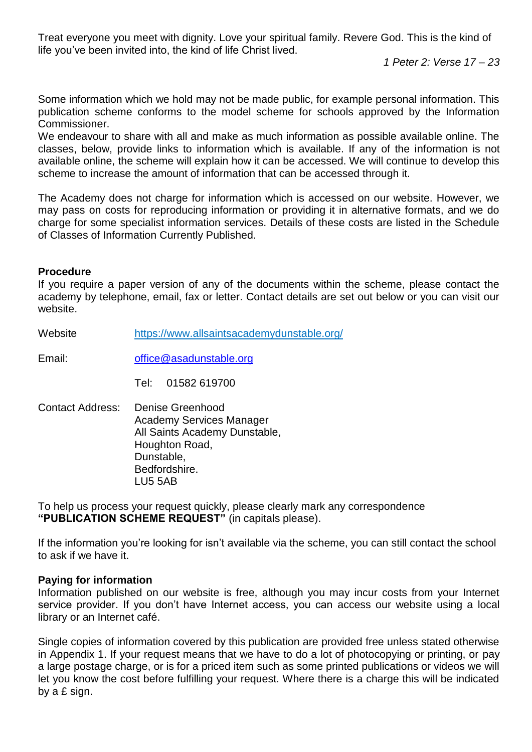Treat everyone you meet with dignity. Love your spiritual family. Revere God. This is the kind of life you've been invited into, the kind of life Christ lived.

*1 Peter 2: Verse 17 – 23*

Some information which we hold may not be made public, for example personal information. This publication scheme conforms to the model scheme for schools approved by the Information Commissioner.

We endeavour to share with all and make as much information as possible available online. The classes, below, provide links to information which is available. If any of the information is not available online, the scheme will explain how it can be accessed. We will continue to develop this scheme to increase the amount of information that can be accessed through it.

The Academy does not charge for information which is accessed on our website. However, we may pass on costs for reproducing information or providing it in alternative formats, and we do charge for some specialist information services. Details of these costs are listed in the Schedule of Classes of Information Currently Published.

**Procedure**

If you require a paper version of any of the documents within the scheme, please contact the academy by telephone, email, fax or letter. Contact details are set out below or you can visit our website.

Website: https://www.allsaintsacademydunstable.org/

Email: office@asadunstable.org

Tel: 01582 619700

Contact Address:
Denise Greenhood
Academy Services Manager
All Saints Academy Dunstable,
Houghton Road,
Dunstable,
Bedfordshire.
LU5 5AB

To help us process your request quickly, please clearly mark any correspondence **"PUBLICATION SCHEME REQUEST"** (in capitals please).

If the information you're looking for isn't available via the scheme, you can still contact the school to ask if we have it.

**Paying for information**

Information published on our website is free, although you may incur costs from your Internet service provider. If you don't have Internet access, you can access our website using a local library or an Internet café.

Single copies of information covered by this publication are provided free unless stated otherwise in Appendix 1. If your request means that we have to do a lot of photocopying or printing, or pay a large postage charge, or is for a priced item such as some printed publications or videos we will let you know the cost before fulfilling your request. Where there is a charge this will be indicated by a £ sign.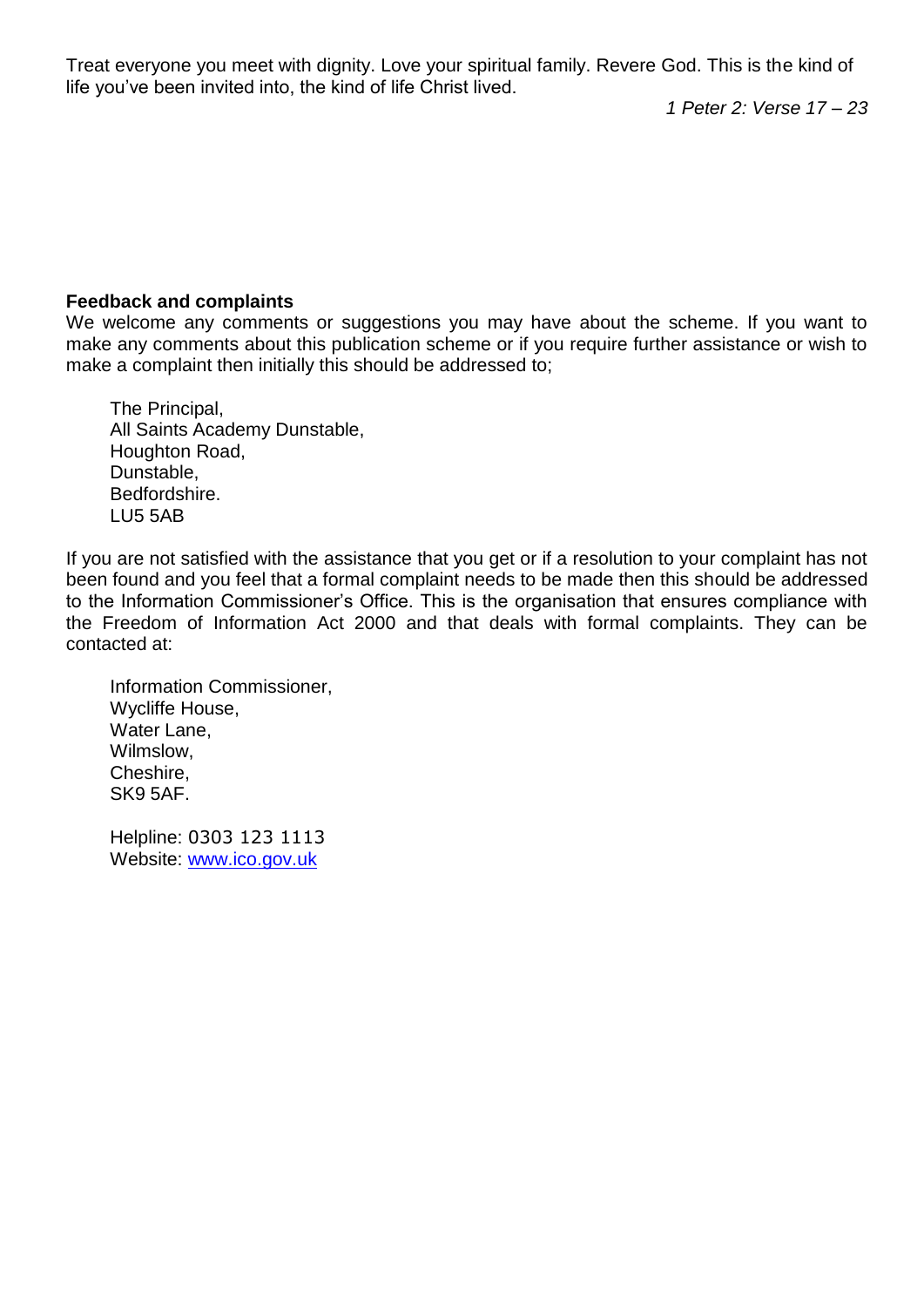Treat everyone you meet with dignity. Love your spiritual family. Revere God. This is the kind of life you've been invited into, the kind of life Christ lived.

*1 Peter 2: Verse 17 – 23*

**Feedback and complaints**

We welcome any comments or suggestions you may have about the scheme. If you want to make any comments about this publication scheme or if you require further assistance or wish to make a complaint then initially this should be addressed to;

The Principal,
All Saints Academy Dunstable,
Houghton Road,
Dunstable,
Bedfordshire.
LU5 5AB

If you are not satisfied with the assistance that you get or if a resolution to your complaint has not been found and you feel that a formal complaint needs to be made then this should be addressed to the Information Commissioner's Office. This is the organisation that ensures compliance with the Freedom of Information Act 2000 and that deals with formal complaints. They can be contacted at:

Information Commissioner,
Wycliffe House,
Water Lane,
Wilmslow,
Cheshire,
SK9 5AF.

Helpline: 0303 123 1113
Website: [www.ico.gov.uk](http://www.ico.gov.uk)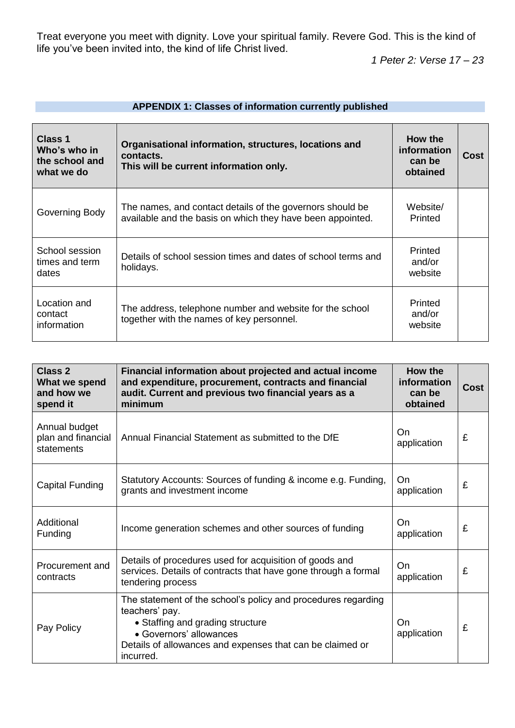Treat everyone you meet with dignity. Love your spiritual family. Revere God. This is the kind of life you've been invited into, the kind of life Christ lived.

*1 Peter 2: Verse 17 – 23*

## APPENDIX 1: Classes of information currently published

| **Class 1 Who's who in the school and what we do** | **Organisational information, structures, locations and contacts. This will be current information only.** | **How the information can be obtained** | **Cost** |
|---|---|---|---|
| Governing Body | The names, and contact details of the governors should be available and the basis on which they have been appointed. | Website/ Printed | |
| School session times and term dates | Details of school session times and dates of school terms and holidays. | Printed and/or website | |
| Location and contact information | The address, telephone number and website for the school together with the names of key personnel. | Printed and/or website | |

| **Class 2 What we spend and how we spend it** | **Financial information about projected and actual income and expenditure, procurement, contracts and financial audit. Current and previous two financial years as a minimum** | **How the information can be obtained** | **Cost** |
|---|---|---|---|
| Annual budget plan and financial statements | Annual Financial Statement as submitted to the DfE | On application | £ |
| Capital Funding | Statutory Accounts: Sources of funding & income e.g. Funding, grants and investment income | On application | £ |
| Additional Funding | Income generation schemes and other sources of funding | On application | £ |
| Procurement and contracts | Details of procedures used for acquisition of goods and services. Details of contracts that have gone through a formal tendering process | On application | £ |
| Pay Policy | The statement of the school's policy and procedures regarding teachers' pay.<br>• Staffing and grading structure<br>• Governors' allowances<br>Details of allowances and expenses that can be claimed or incurred. | On application | £ |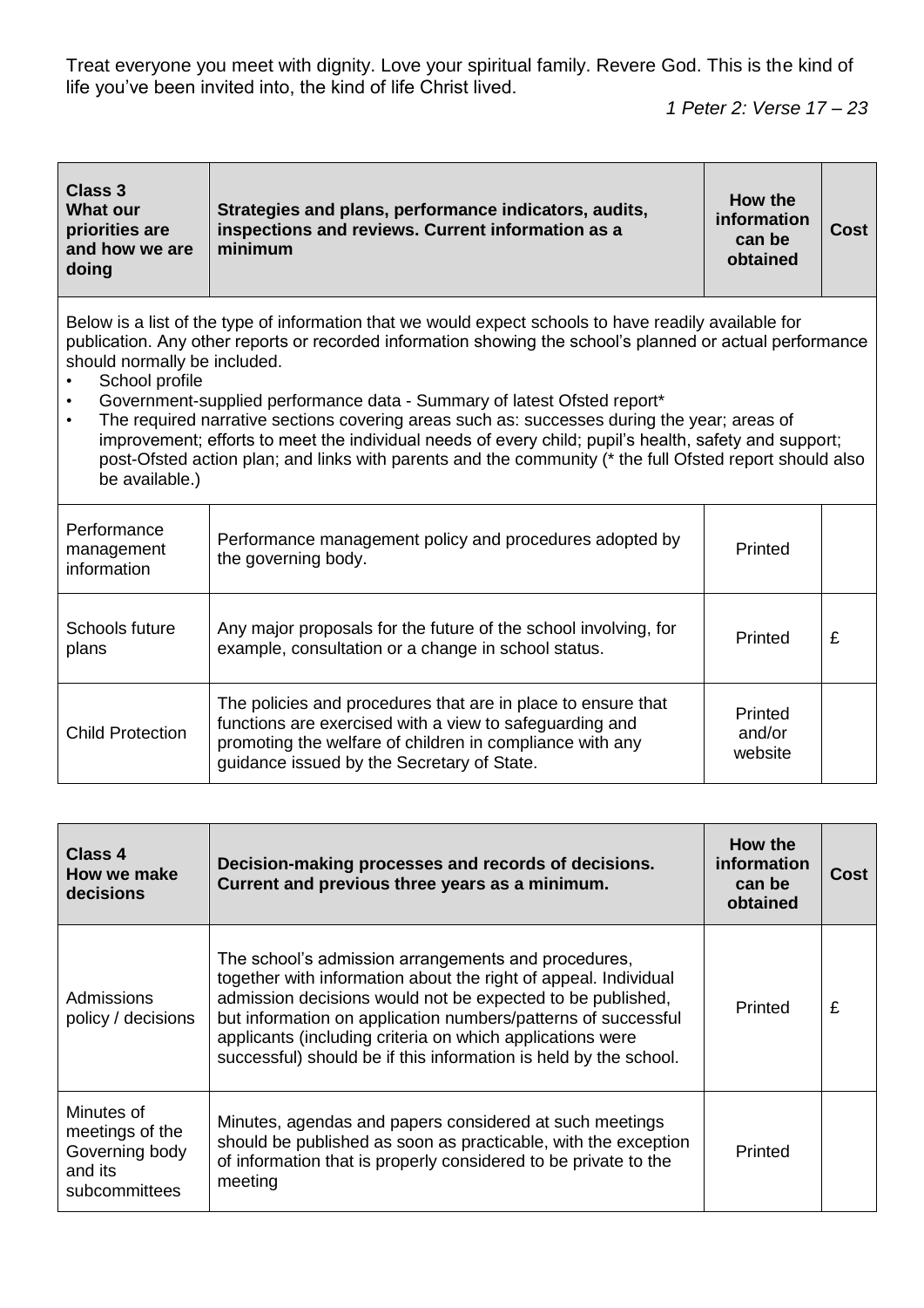Treat everyone you meet with dignity. Love your spiritual family. Revere God. This is the kind of life you've been invited into, the kind of life Christ lived.

*1 Peter 2: Verse 17 – 23*

| **Class 3 What our priorities are and how we are doing** | **Strategies and plans, performance indicators, audits, inspections and reviews. Current information as a minimum** | **How the information can be obtained** | **Cost** |
|---|---|---|---|
| Below is a list of the type of information that we would expect schools to have readily available for publication. Any other reports or recorded information showing the school's planned or actual performance should normally be included.<br>• School profile<br>• Government-supplied performance data - Summary of latest Ofsted report*<br>• The required narrative sections covering areas such as: successes during the year; areas of improvement; efforts to meet the individual needs of every child; pupil's health, safety and support; post-Ofsted action plan; and links with parents and the community (* the full Ofsted report should also be available.) | | | |
| Performance management information | Performance management policy and procedures adopted by the governing body. | Printed | |
| Schools future plans | Any major proposals for the future of the school involving, for example, consultation or a change in school status. | Printed | £ |
| Child Protection | The policies and procedures that are in place to ensure that functions are exercised with a view to safeguarding and promoting the welfare of children in compliance with any guidance issued by the Secretary of State. | Printed and/or website | |

| **Class 4 How we make decisions** | **Decision-making processes and records of decisions. Current and previous three years as a minimum.** | **How the information can be obtained** | **Cost** |
|---|---|---|---|
| Admissions policy / decisions | The school's admission arrangements and procedures, together with information about the right of appeal. Individual admission decisions would not be expected to be published, but information on application numbers/patterns of successful applicants (including criteria on which applications were successful) should be if this information is held by the school. | Printed | £ |
| Minutes of meetings of the Governing body and its subcommittees | Minutes, agendas and papers considered at such meetings should be published as soon as practicable, with the exception of information that is properly considered to be private to the meeting | Printed | |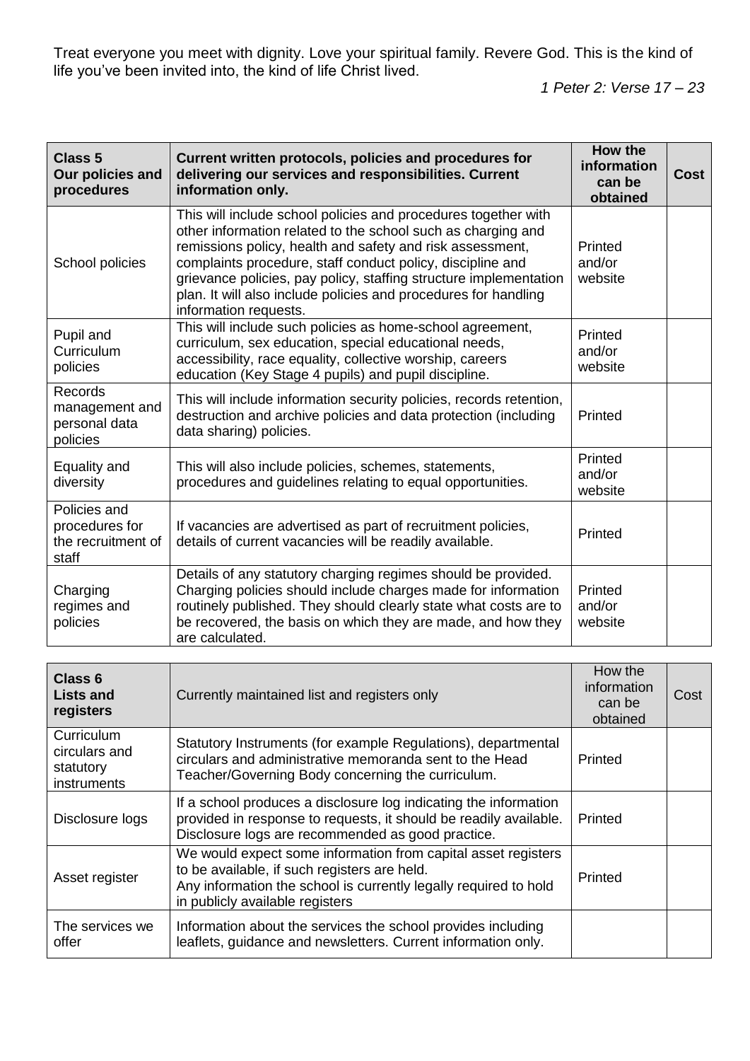Treat everyone you meet with dignity. Love your spiritual family. Revere God. This is the kind of life you've been invited into, the kind of life Christ lived.

*1 Peter 2: Verse 17 – 23*

| **Class 5 Our policies and procedures** | **Current written protocols, policies and procedures for delivering our services and responsibilities. Current information only.** | **How the information can be obtained** | **Cost** |
|---|---|---|---|
| School policies | This will include school policies and procedures together with other information related to the school such as charging and remissions policy, health and safety and risk assessment, complaints procedure, staff conduct policy, discipline and grievance policies, pay policy, staffing structure implementation plan. It will also include policies and procedures for handling information requests. | Printed and/or website | |
| Pupil and Curriculum policies | This will include such policies as home-school agreement, curriculum, sex education, special educational needs, accessibility, race equality, collective worship, careers education (Key Stage 4 pupils) and pupil discipline. | Printed and/or website | |
| Records management and personal data policies | This will include information security policies, records retention, destruction and archive policies and data protection (including data sharing) policies. | Printed | |
| Equality and diversity | This will also include policies, schemes, statements, procedures and guidelines relating to equal opportunities. | Printed and/or website | |
| Policies and procedures for the recruitment of staff | If vacancies are advertised as part of recruitment policies, details of current vacancies will be readily available. | Printed | |
| Charging regimes and policies | Details of any statutory charging regimes should be provided. Charging policies should include charges made for information routinely published. They should clearly state what costs are to be recovered, the basis on which they are made, and how they are calculated. | Printed and/or website | |

| **Class 6 Lists and registers** | Currently maintained list and registers only | How the information can be obtained | Cost |
|---|---|---|---|
| Curriculum circulars and statutory instruments | Statutory Instruments (for example Regulations), departmental circulars and administrative memoranda sent to the Head Teacher/Governing Body concerning the curriculum. | Printed | |
| Disclosure logs | If a school produces a disclosure log indicating the information provided in response to requests, it should be readily available. Disclosure logs are recommended as good practice. | Printed | |
| Asset register | We would expect some information from capital asset registers to be available, if such registers are held. Any information the school is currently legally required to hold in publicly available registers | Printed | |
| The services we offer | Information about the services the school provides including leaflets, guidance and newsletters. Current information only. | | |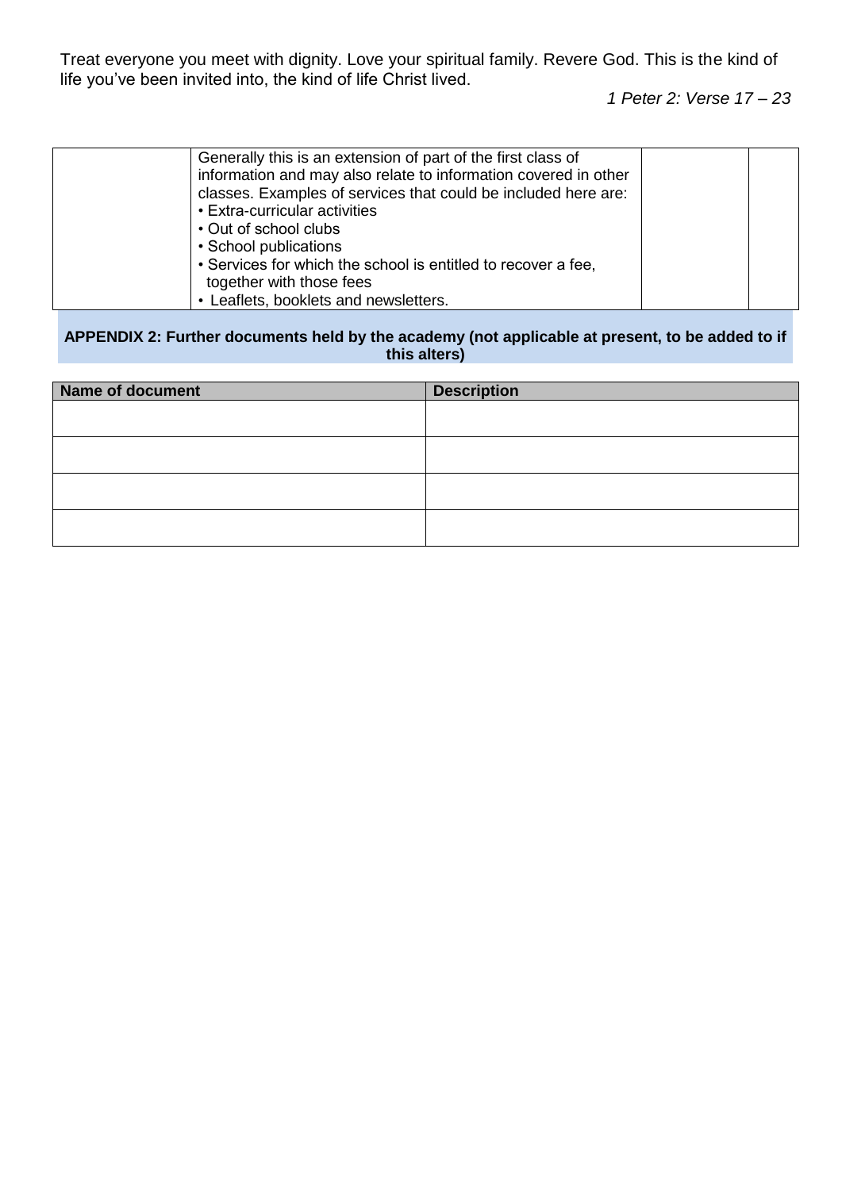Treat everyone you meet with dignity. Love your spiritual family. Revere God. This is the kind of life you've been invited into, the kind of life Christ lived.

*1 Peter 2: Verse 17 – 23*

| | | | |
|---|---|---|---|
| | Generally this is an extension of part of the first class of information and may also relate to information covered in other classes. Examples of services that could be included here are:<br>• Extra-curricular activities<br>• Out of school clubs<br>• School publications<br>• Services for which the school is entitled to recover a fee, together with those fees<br>• Leaflets, booklets and newsletters. | | |

**APPENDIX 2: Further documents held by the academy (not applicable at present, to be added to if this alters)**

| Name of document | Description |
|---|---|
| | |
| | |
| | |
| | |